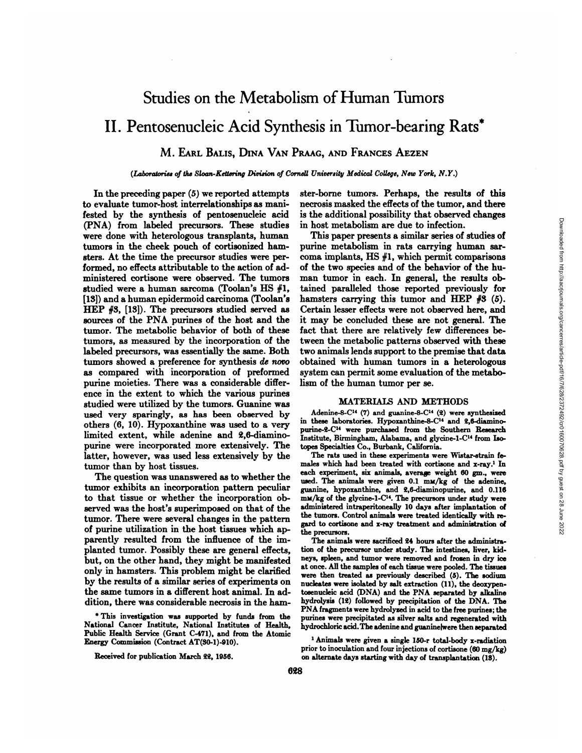# Studies on the Metabolism of Human Tumors

## II. Pentosenucleic Acid Synthesis in Tumor-bearing Rats*

M. Earl Balis, Dina Van Praag, and Frances Aezen

*(Laboratories of the Sloan-Kettering Division of Cornell University Medical College, New York, N.Y.)*

In the preceding paper (5) we reported attempts to evaluate tumor-host interrelationships as manifested by the synthesis of pentosenucleic acid (PNA) from labeled precursors. These studies were done with heterologous transplants, human tumors in the cheek pouch of cortisonized hamsters. At the time the precursor studies were performed, no effects attributable to the action of administered cortisone were observed. The tumors studied were a human sarcoma (Toolan's HS #1, [13]) and a human epidermoid carcinoma (Toolan's HEP #3, [13]). The precursors studied served as sources of the PNA purines of the host and the tumor. The metabolic behavior of both of these tumors, as measured by the incorporation of the labeled precursors, was essentially the same. Both tumors showed a preference for synthesis *de novo* as compared with incorporation of preformed purine moieties. There was a considerable difference in the extent to which the various purines studied were utilized by the tumors. Guanine was used very sparingly, as has been observed by others (6, 10). Hypoxanthine was used to a very limited extent, while adenine and 2,6-diaminopurine were incorporated more extensively. The latter, however, was used less extensively by the tumor than by host tissues.

The question was unanswered as to whether the tumor exhibits an incorporation pattern peculiar to that tissue or whether the incorporation observed was the host's superimposed on that of the tumor. There were several changes in the pattern of purine utilization in the host tissues which apparently resulted from the influence of the implanted tumor. Possibly these are general effects, but, on the other hand, they might be manifested only in hamsters. This problem might be clarified by the results of a similar series of experiments on the same tumors in a different host animal. In addition, there was considerable necrosis in the hamster-borne tumors. Perhaps, the results of this necrosis masked the effects of the tumor, and there is the additional possibility that observed changes in host metabolism are due to infection.

This paper presents a similar series of studies of purine metabolism in rats carrying human sarcoma implants, HS #1, which permit comparisons of the two species and of the behavior of the human tumor in each. In general, the results obtained paralleled those reported previously for hamsters carrying this tumor and HEP #3 (5). Certain lesser effects were not observed here, and it may be concluded these are not general. The fact that there are relatively few differences between the metabolic patterns observed with these two animals lends support to the premise that data obtained with human tumors in a heterologous system can permit some evaluation of the metabolism of the human tumor per se.

## MATERIALS AND METHODS

Adenine-8-$C^{14}$ (7) and guanine-8-$C^{14}$ (2) were synthesized in these laboratories. Hypoxanthine-8-$C^{14}$ and 2,6-diaminopurine-2-$C^{14}$ were purchased from the Southern Research Institute, Birmingham, Alabama, and glycine-1-$C^{14}$ from Isotopes Specialties Co., Burbank, California.

The rats used in these experiments were Wistar-strain females which had been treated with cortisone and x-ray.[1] In each experiment, six animals, average weight 60 gm., were used. The animals were given 0.1 mM/kg of the adenine, guanine, hypoxanthine, and 2,6-diaminopurine, and 0.116 mM/kg of the glycine-1-$C^{14}$. The precursors under study were administered intraperitoneally 10 days after implantation of the tumors. Control animals were treated identically with regard to cortisone and x-ray treatment and administration of the precursors.

The animals were sacrificed 24 hours after the administration of the precursor under study. The intestines, liver, kidneys, spleen, and tumor were removed and frozen in dry ice at once. All the samples of each tissue were pooled. The tissues were then treated as previously described (5). The sodium nucleates were isolated by salt extraction (11), the deoxypentosenucleic acid (DNA) and the PNA separated by alkaline hydrolysis (12) followed by precipitation of the DNA. The PNA fragments were hydrolyzed in acid to the free purines; the purines were precipitated as silver salts and regenerated with hydrochloric acid. The adenine and guanine were then separated

\* This investigation was supported by funds from the National Cancer Institute, National Institutes of Health, Public Health Service (Grant C-471), and from the Atomic Energy Commission (Contract AT(30-1)-910).

Received for publication March 22, 1956.

[1] Animals were given a single 150-r total-body x-radiation prior to inoculation and four injections of cortisone (60 mg/kg) on alternate days starting with day of transplantation (13).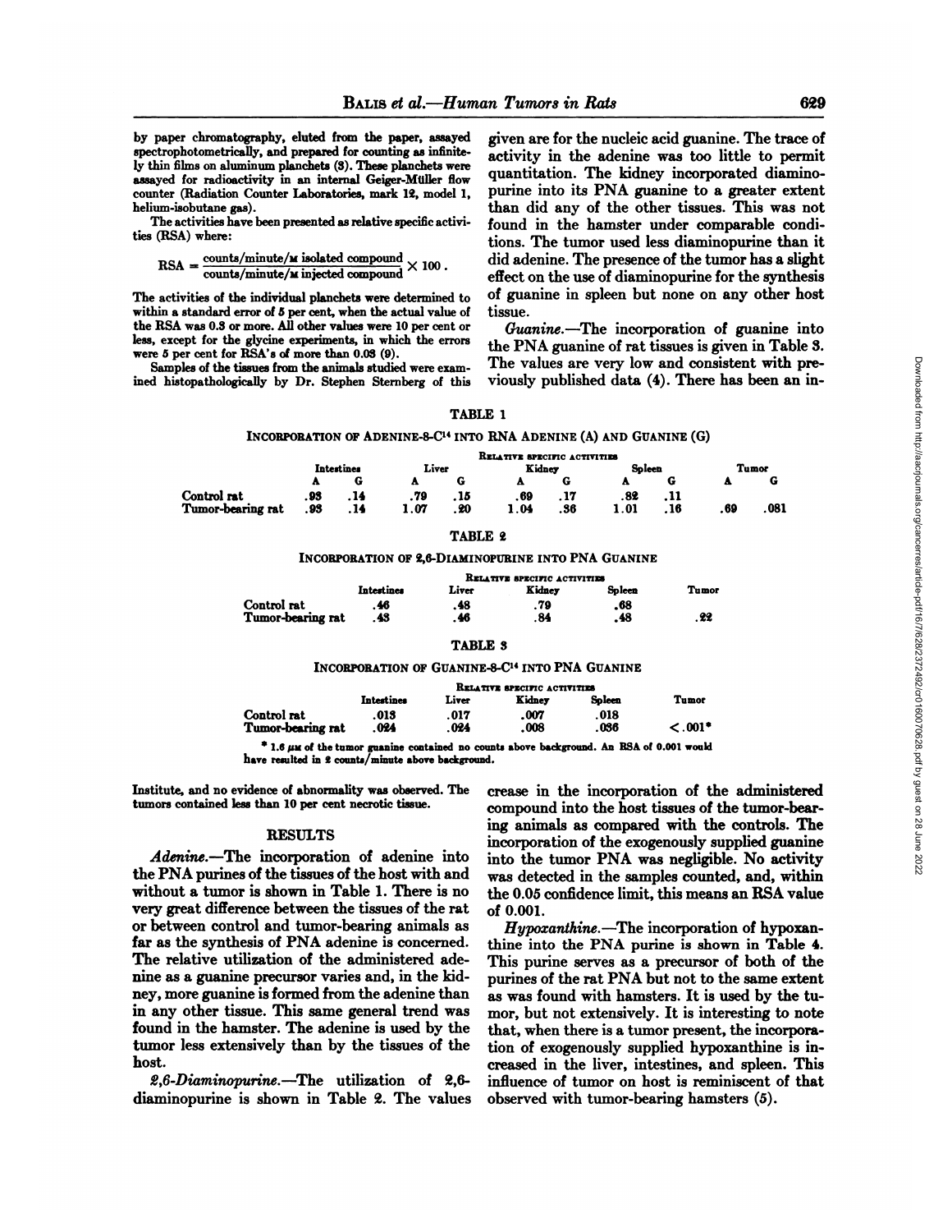by paper chromatography, eluted from the paper, assayed spectrophotometrically, and prepared for counting as infinitely thin films on aluminum planchets (3). These planchets were assayed for radioactivity in an internal Geiger-Müller flow counter (Radiation Counter Laboratories, mark 12, model 1, helium-isobutane gas).

The activities have been presented as relative specific activities (RSA) where:

$$\text{RSA} = \frac{\text{counts/minute/}\mu\text{ isolated compound}}{\text{counts/minute/}\mu\text{ injected compound}} \times 100 .$$

The activities of the individual planchets were determined to within a standard error of 5 per cent, when the actual value of the RSA was 0.3 or more. All other values were 10 per cent or less, except for the glycine experiments, in which the errors were 5 per cent for RSA's of more than 0.03 (9).

Samples of the tissues from the animals studied were examined histopathologically by Dr. Stephen Sternberg of this Institute, and no evidence of abnormality was observed. The tumors contained less than 10 per cent necrotic tissue.

## RESULTS

*Adenine.*—The incorporation of adenine into the PNA purines of the tissues of the host with and without a tumor is shown in Table 1. There is no very great difference between the tissues of the rat or between control and tumor-bearing animals as far as the synthesis of PNA adenine is concerned. The relative utilization of the administered adenine as a guanine precursor varies and, in the kidney, more guanine is formed from the adenine than in any other tissue. This same general trend was found in the hamster. The adenine is used by the tumor less extensively than by the tissues of the host.

*2,6-Diaminopurine.*—The utilization of 2,6-diaminopurine is shown in Table 2. The values given are for the nucleic acid guanine. The trace of activity in the adenine was too little to permit quantitation. The kidney incorporated diaminopurine into its PNA guanine to a greater extent than did any of the other tissues. This was not found in the hamster under comparable conditions. The tumor used less diaminopurine than it did adenine. The presence of the tumor has a slight effect on the use of diaminopurine for the synthesis of guanine in spleen but none on any other host tissue.

*Guanine.*—The incorporation of guanine into the PNA guanine of rat tissues is given in Table 3. The values are very low and consistent with previously published data (4). There has been an increase in the incorporation of the administered compound into the host tissues of the tumor-bearing animals as compared with the controls. The incorporation of the exogenously supplied guanine into the tumor PNA was negligible. No activity was detected in the samples counted, and, within the 0.05 confidence limit, this means an RSA value of 0.001.

*Hypoxanthine.*—The incorporation of hypoxanthine into the PNA purine is shown in Table 4. This purine serves as a precursor of both of the purines of the rat PNA but not to the same extent as was found with hamsters. It is used by the tumor, but not extensively. It is interesting to note that, when there is a tumor present, the incorporation of exogenously supplied hypoxanthine is increased in the liver, intestines, and spleen. This influence of tumor on host is reminiscent of that observed with tumor-bearing hamsters (5).

TABLE 1

INCORPORATION OF ADENINE-8-$C^{14}$ INTO RNA ADENINE (A) AND GUANINE (G)

| | RELATIVE SPECIFIC ACTIVITIES | | | | | | | | | |
|---|---|---|---|---|---|---|---|---|---|---|
| | Intestines | | Liver | | Kidney | | Spleen | | Tumor | |
| | A | G | A | G | A | G | A | G | A | G |
| Control rat | .93 | .14 | .79 | .15 | .69 | .17 | .82 | .11 | | |
| Tumor-bearing rat | .93 | .14 | 1.07 | .20 | 1.04 | .36 | 1.01 | .16 | .69 | .081 |

TABLE 2

INCORPORATION OF 2,6-DIAMINOPURINE INTO PNA GUANINE

| | RELATIVE SPECIFIC ACTIVITIES | | | | |
|---|---|---|---|---|---|
| | Intestines | Liver | Kidney | Spleen | Tumor |
| Control rat | .46 | .48 | .79 | .68 | |
| Tumor-bearing rat | .43 | .46 | .84 | .48 | .22 |

TABLE 3

INCORPORATION OF GUANINE-8-$C^{14}$ INTO PNA GUANINE

| | RELATIVE SPECIFIC ACTIVITIES | | | | |
|---|---|---|---|---|---|
| | Intestines | Liver | Kidney | Spleen | Tumor |
| Control rat | .013 | .017 | .007 | .018 | |
| Tumor-bearing rat | .024 | .024 | .008 | .036 | <.001* |

\* 1.6 $\mu$M of the tumor guanine contained no counts above background. An RSA of 0.001 would have resulted in 2 counts/minute above background.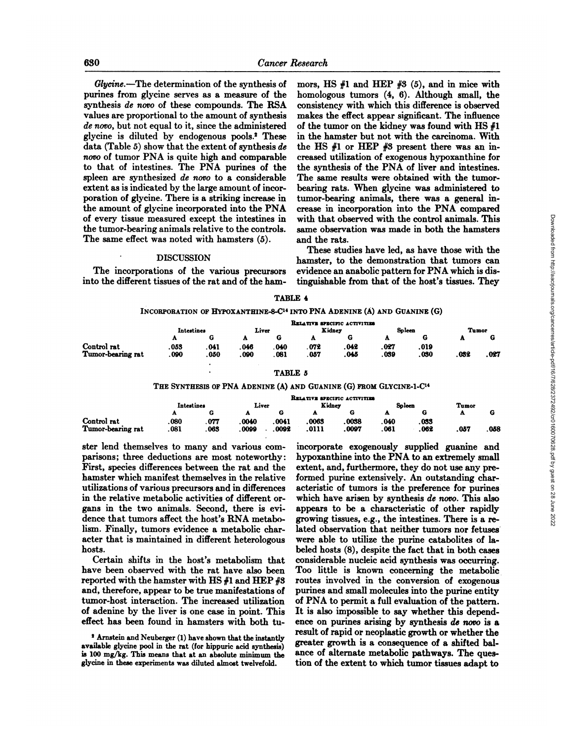*Glycine*.—The determination of the synthesis of purines from glycine serves as a measure of the synthesis *de novo* of these compounds. The RSA values are proportional to the amount of synthesis *de novo*, but not equal to it, since the administered glycine is diluted by endogenous pools.[2] These data (Table 5) show that the extent of synthesis *de novo* of tumor PNA is quite high and comparable to that of intestines. The PNA purines of the spleen are synthesized *de novo* to a considerable extent as is indicated by the large amount of incorporation of glycine. There is a striking increase in the amount of glycine incorporated into the PNA of every tissue measured except the intestines in the tumor-bearing animals relative to the controls. The same effect was noted with hamsters (5).

## DISCUSSION

The incorporations of the various precursors into the different tissues of the rat and of the hamster lend themselves to many and various comparisons; three deductions are most noteworthy: First, species differences between the rat and the hamster which manifest themselves in the relative utilizations of various precursors and in differences in the relative metabolic activities of different organs in the two animals. Second, there is evidence that tumors affect the host's RNA metabolism. Finally, tumors evidence a metabolic character that is maintained in different heterologous hosts.

Certain shifts in the host's metabolism that have been observed with the rat have also been reported with the hamster with HS #1 and HEP #3 and, therefore, appear to be true manifestations of tumor-host interaction. The increased utilization of adenine by the liver is one case in point. This effect has been found in hamsters with both tumors, HS #1 and HEP #3 (5), and in mice with homologous tumors (4, 6). Although small, the consistency with which this difference is observed makes the effect appear significant. The influence of the tumor on the kidney was found with HS #1 in the hamster but not with the carcinoma. With the HS #1 or HEP #3 present there was an increased utilization of exogenous hypoxanthine for the synthesis of the PNA of liver and intestines. The same results were obtained with the tumor-bearing rats. When glycine was administered to tumor-bearing animals, there was a general increase in incorporation into the PNA compared with that observed with the control animals. This same observation was made in both the hamsters and the rats.

These studies have led, as have those with the hamster, to the demonstration that tumors can evidence an anabolic pattern for PNA which is distinguishable from that of the host's tissues. They incorporate exogenously supplied guanine and hypoxanthine into the PNA to an extremely small extent, and, furthermore, they do not use any preformed purine extensively. An outstanding characteristic of tumors is the preference for purines which have arisen by synthesis *de novo*. This also appears to be a characteristic of other rapidly growing tissues, e.g., the intestines. There is a related observation that neither tumors nor fetuses were able to utilize the purine catabolites of labeled hosts (8), despite the fact that in both cases considerable nucleic acid synthesis was occurring. Too little is known concerning the metabolic routes involved in the conversion of exogenous purines and small molecules into the purine entity of PNA to permit a full evaluation of the pattern. It is also impossible to say whether this dependence on purines arising by synthesis *de novo* is a result of rapid or neoplastic growth or whether the greater growth is a consequence of a shifted balance of alternate metabolic pathways. The question of the extent to which tumor tissues adapt to

TABLE 4

INCORPORATION OF HYPOXANTHINE-8-$C^{14}$ INTO PNA ADENINE (A) AND GUANINE (G)

| | RELATIVE SPECIFIC ACTIVITIES | | | | | | | | | |
|---|---|---|---|---|---|---|---|---|---|---|
| | Intestines | | Liver | | Kidney | | Spleen | | Tumor | |
| | A | G | A | G | A | G | A | G | A | G |
| Control rat | .053 | .041 | .046 | .040 | .072 | .042 | .027 | .019 | | |
| Tumor-bearing rat | .090 | .050 | .090 | .081 | .057 | .045 | .039 | .030 | .032 | .027 |

TABLE 5

THE SYNTHESIS OF PNA ADENINE (A) AND GUANINE (G) FROM GLYCINE-1-$C^{14}$

| | RELATIVE SPECIFIC ACTIVITIES | | | | | | | | | |
|---|---|---|---|---|---|---|---|---|---|---|
| | Intestines | | Liver | | Kidney | | Spleen | | Tumor | |
| | A | G | A | G | A | G | A | G | A | G |
| Control rat | .080 | .077 | .0040 | .0041 | .0063 | .0038 | .040 | .033 | | |
| Tumor-bearing rat | .081 | .063 | .0099 | .0092 | .0111 | .0097 | .061 | .062 | .057 | .058 |

[2] Arnstein and Neuberger (1) have shown that the instantly available glycine pool in the rat (for hippuric acid synthesis) is 100 mg/kg. This means that at an absolute minimum the glycine in these experiments was diluted almost twelvefold.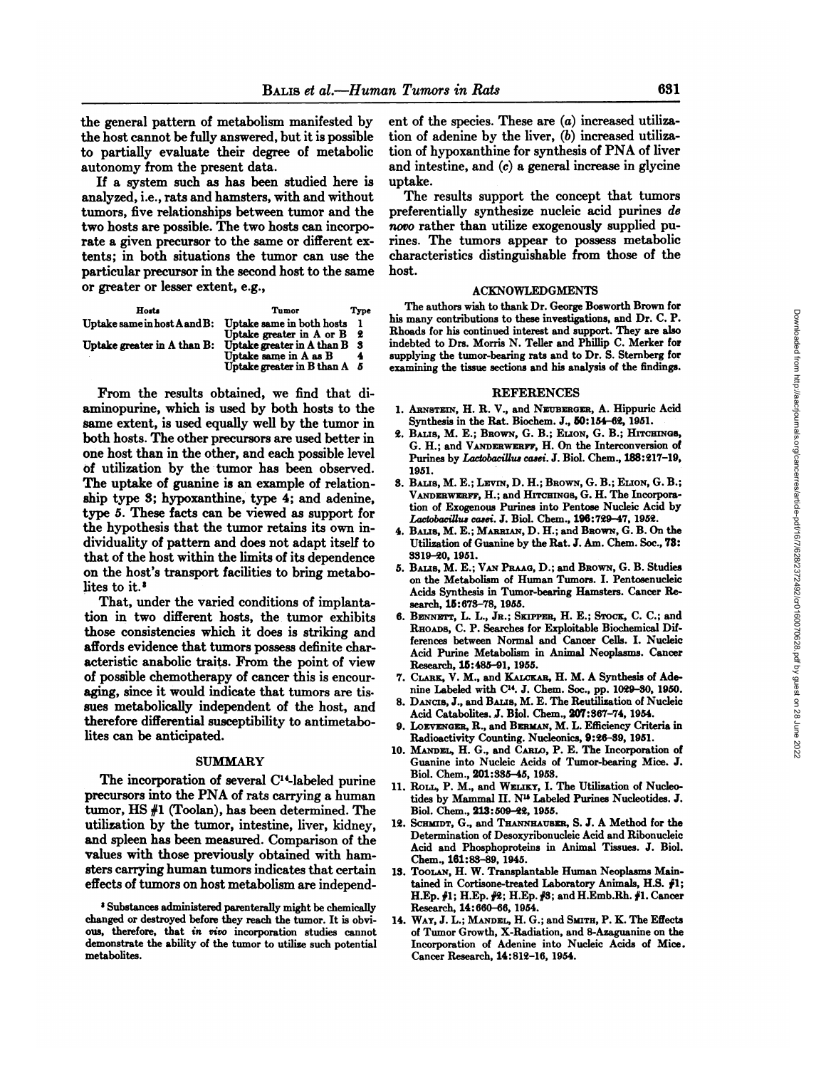the general pattern of metabolism manifested by the host cannot be fully answered, but it is possible to partially evaluate their degree of metabolic autonomy from the present data.

If a system such as has been studied here is analyzed, i.e., rats and hamsters, with and without tumors, five relationships between tumor and the two hosts are possible. The two hosts can incorporate a given precursor to the same or different extents; in both situations the tumor can use the particular precursor in the second host to the same or greater or lesser extent, e.g.,

| Hosts | Tumor | Type |
|---|---|---|
| Uptake same in host A and B: | Uptake same in both hosts | 1 |
| | Uptake greater in A or B | 2 |
| Uptake greater in A than B: | Uptake greater in A than B | 3 |
| | Uptake same in A as B | 4 |
| | Uptake greater in B than A | 5 |

From the results obtained, we find that diaminopurine, which is used by both hosts to the same extent, is used equally well by the tumor in both hosts. The other precursors are used better in one host than in the other, and each possible level of utilization by the tumor has been observed. The uptake of guanine is an example of relationship type 3; hypoxanthine, type 4; and adenine, type 5. These facts can be viewed as support for the hypothesis that the tumor retains its own individuality of pattern and does not adapt itself to that of the host within the limits of its dependence on the host's transport facilities to bring metabolites to it.[3]

That, under the varied conditions of implantation in two different hosts, the tumor exhibits those consistencies which it does is striking and affords evidence that tumors possess definite characteristic anabolic traits. From the point of view of possible chemotherapy of cancer this is encouraging, since it would indicate that tumors are tissues metabolically independent of the host, and therefore differential susceptibility to antimetabolites can be anticipated.

## SUMMARY

The incorporation of several $C^{14}$-labeled purine precursors into the PNA of rats carrying a human tumor, HS #1 (Toolan), has been determined. The utilization by the tumor, intestine, liver, kidney, and spleen has been measured. Comparison of the values with those previously obtained with hamsters carrying human tumors indicates that certain effects of tumors on host metabolism are independent of the species. These are (*a*) increased utilization of adenine by the liver, (*b*) increased utilization of hypoxanthine for synthesis of PNA of liver and intestine, and (*c*) a general increase in glycine uptake.

The results support the concept that tumors preferentially synthesize nucleic acid purines *de novo* rather than utilize exogenously supplied purines. The tumors appear to possess metabolic characteristics distinguishable from those of the host.

[3] Substances administered parenterally might be chemically changed or destroyed before they reach the tumor. It is obvious, therefore, that *in vivo* incorporation studies cannot demonstrate the ability of the tumor to utilize such potential metabolites.

## ACKNOWLEDGMENTS

The authors wish to thank Dr. George Bosworth Brown for his many contributions to these investigations, and Dr. C. P. Rhoads for his continued interest and support. They are also indebted to Drs. Morris N. Teller and Phillip C. Merker for supplying the tumor-bearing rats and to Dr. S. Sternberg for examining the tissue sections and his analysis of the findings.

## REFERENCES

1. Arnstein, H. R. V., and Neuberger, A. Hippuric Acid Synthesis in the Rat. Biochem. J., 50:154–62, 1951.
2. Balis, M. E.; Brown, G. B.; Elion, G. B.; Hitchings, G. H.; and Vanderwerff, H. On the Interconversion of Purines by *Lactobacillus casei*. J. Biol. Chem., 188:217–19, 1951.
3. Balis, M. E.; Levin, D. H.; Brown, G. B.; Elion, G. B.; Vanderwerff, H.; and Hitchings, G. H. The Incorporation of Exogenous Purines into Pentose Nucleic Acid by *Lactobacillus casei*. J. Biol. Chem., 196:729–47, 1952.
4. Balis, M. E.; Marrian, D. H.; and Brown, G. B. On the Utilization of Guanine by the Rat. J. Am. Chem. Soc., 73: 3319–20, 1951.
5. Balis, M. E.; Van Praag, D.; and Brown, G. B. Studies on the Metabolism of Human Tumors. I. Pentosenucleic Acids Synthesis in Tumor-bearing Hamsters. Cancer Research, 15:673–78, 1955.
6. Bennett, L. L., Jr.; Skipper, H. E.; Stock, C. C.; and Rhoads, C. P. Searches for Exploitable Biochemical Differences between Normal and Cancer Cells. I. Nucleic Acid Purine Metabolism in Animal Neoplasms. Cancer Research, 15:485–91, 1955.
7. Clark, V. M., and Kalckar, H. M. A Synthesis of Adenine Labeled with $C^{14}$. J. Chem. Soc., pp. 1029–30, 1950.
8. Dancis, J., and Balis, M. E. The Reutilization of Nucleic Acid Catabolites. J. Biol. Chem., 207:367–74, 1954.
9. Loevenger, R., and Berman, M. L. Efficiency Criteria in Radioactivity Counting. Nucleonics, 9:26–39, 1951.
10. Mandel, H. G., and Carlo, P. E. The Incorporation of Guanine into Nucleic Acids of Tumor-bearing Mice. J. Biol. Chem., 201:335–45, 1953.
11. Roll, P. M., and Weliky, I. The Utilization of Nucleotides by Mammal II. $N^{15}$ Labeled Purines Nucleotides. J. Biol. Chem., 213:509–22, 1955.
12. Schmidt, G., and Thannhauser, S. J. A Method for the Determination of Desoxyribonucleic Acid and Ribonucleic Acid and Phosphoproteins in Animal Tissues. J. Biol. Chem., 161:83–89, 1945.
13. Toolan, H. W. Transplantable Human Neoplasms Maintained in Cortisone-treated Laboratory Animals, H.S. #1; H.Ep. #1; H.Ep. #2; H.Ep. #3; and H.Emb.Rh. #1. Cancer Research, 14:660–66, 1954.
14. Way, J. L.; Mandel, H. G.; and Smith, P. K. The Effects of Tumor Growth, X-Radiation, and 8-Azaguanine on the Incorporation of Adenine into Nucleic Acids of Mice. Cancer Research, 14:812–16, 1954.